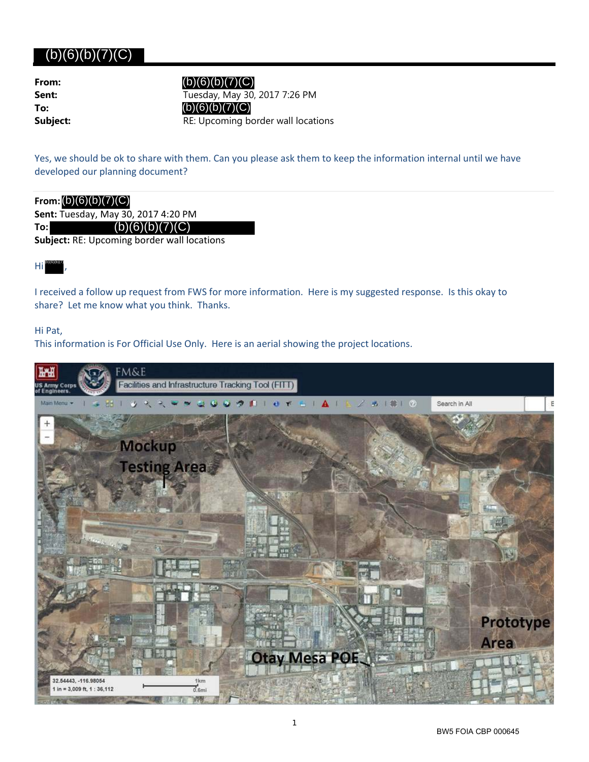# (b)(6)(b)(7)(C)

**From:** (b)(6)(b)(7)(C)
**Sent:** Tuesday, May 30, 2017 7:26 PM
**To:** (b)(6)(b)(7)(C)
**Subject:** RE: Upcoming border wall locations

Yes, we should be ok to share with them. Can you please ask them to keep the information internal until we have developed our planning document?

---

**From:** (b)(6)(b)(7)(C)
**Sent:** Tuesday, May 30, 2017 4:20 PM
**To:** (b)(6)(b)(7)(C)
**Subject:** RE: Upcoming border wall locations

Hi (b)(6)(b)(7),

I received a follow up request from FWS for more information. Here is my suggested response. Is this okay to share? Let me know what you think. Thanks.

Hi Pat,
This information is For Official Use Only. Here is an aerial showing the project locations.

FM&E
Facilities and Infrastructure Tracking Tool (FITT)

Mockup Testing Area

Prototype Area

Otay Mesa POE

32.54443, -116.98054
1 in = 3,009 ft, 1 : 36,112

BW5 FOIA CBP 000645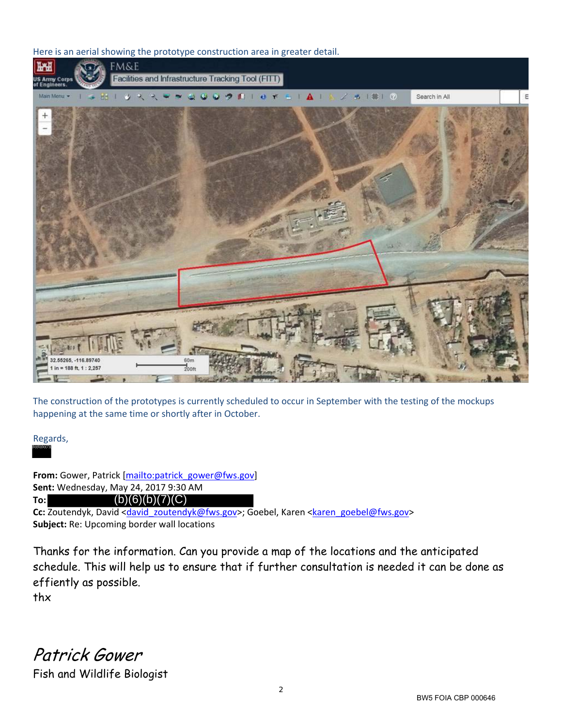Here is an aerial showing the prototype construction area in greater detail.

The construction of the prototypes is currently scheduled to occur in September with the testing of the mockups happening at the same time or shortly after in October.

Regards,

(b)(6)(b)(7)(C)

**From:** Gower, Patrick [mailto:patrick_gower@fws.gov]
**Sent:** Wednesday, May 24, 2017 9:30 AM
**To:** (b)(6)(b)(7)(C)
**Cc:** Zoutendyk, David <david_zoutendyk@fws.gov>; Goebel, Karen <karen_goebel@fws.gov>
**Subject:** Re: Upcoming border wall locations

Thanks for the information. Can you provide a map of the locations and the anticipated schedule. This will help us to ensure that if further consultation is needed it can be done as effiently as possible.
thx

*Patrick Gower*
Fish and Wildlife Biologist

BW5 FOIA CBP 000646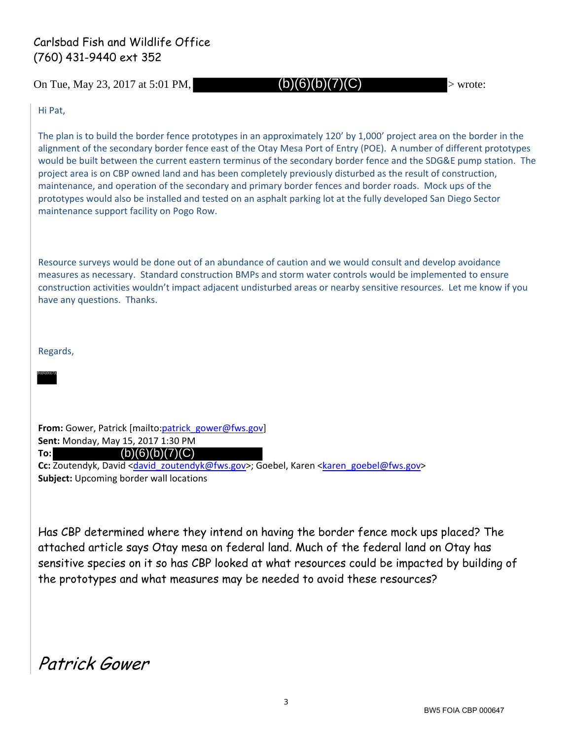Carlsbad Fish and Wildlife Office
(760) 431-9440 ext 352

On Tue, May 23, 2017 at 5:01 PM, (b)(6)(b)(7)(C) > wrote:

Hi Pat,

The plan is to build the border fence prototypes in an approximately 120' by 1,000' project area on the border in the alignment of the secondary border fence east of the Otay Mesa Port of Entry (POE). A number of different prototypes would be built between the current eastern terminus of the secondary border fence and the SDG&E pump station. The project area is on CBP owned land and has been completely previously disturbed as the result of construction, maintenance, and operation of the secondary and primary border fences and border roads. Mock ups of the prototypes would also be installed and tested on an asphalt parking lot at the fully developed San Diego Sector maintenance support facility on Pogo Row.

Resource surveys would be done out of an abundance of caution and we would consult and develop avoidance measures as necessary. Standard construction BMPs and storm water controls would be implemented to ensure construction activities wouldn't impact adjacent undisturbed areas or nearby sensitive resources. Let me know if you have any questions. Thanks.

Regards,

(b)(6)(b)(7)(C)

**From:** Gower, Patrick [mailto:patrick_gower@fws.gov]
**Sent:** Monday, May 15, 2017 1:30 PM
**To:** (b)(6)(b)(7)(C)
**Cc:** Zoutendyk, David <david_zoutendyk@fws.gov>; Goebel, Karen <karen_goebel@fws.gov>
**Subject:** Upcoming border wall locations

Has CBP determined where they intend on having the border fence mock ups placed? The attached article says Otay mesa on federal land. Much of the federal land on Otay has sensitive species on it so has CBP looked at what resources could be impacted by building of the prototypes and what measures may be needed to avoid these resources?

*Patrick Gower*

BW5 FOIA CBP 000647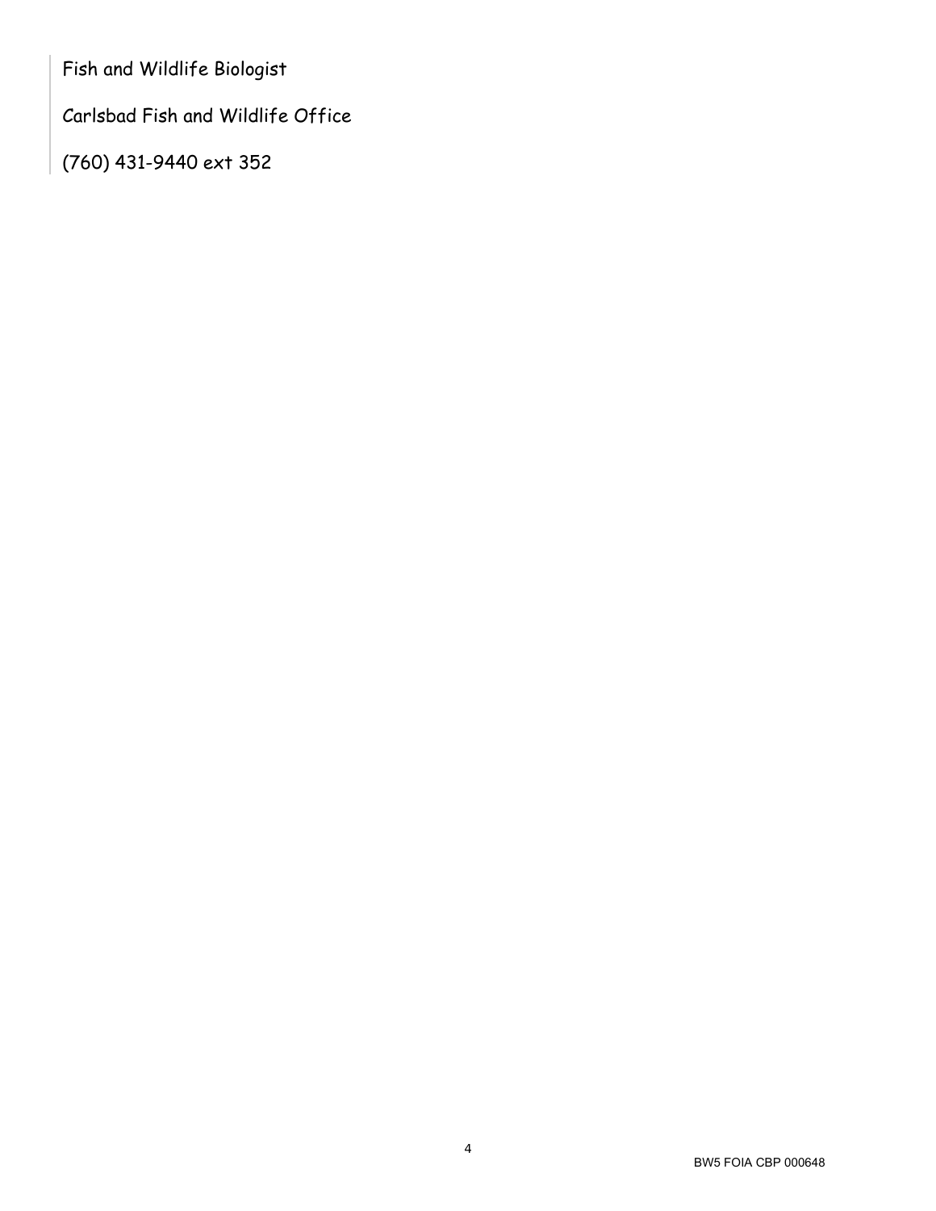Fish and Wildlife Biologist

Carlsbad Fish and Wildlife Office

(760) 431-9440 ext 352

BW5 FOIA CBP 000648